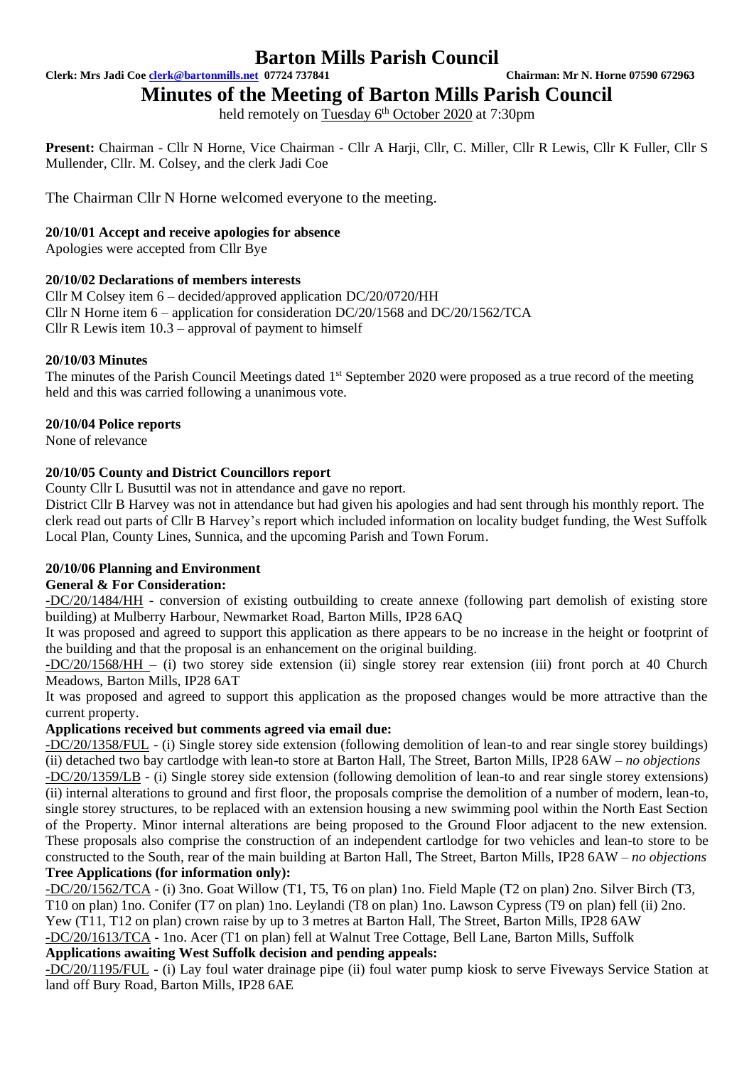# Barton Mills Parish Council

**Clerk: Mrs Jadi Coe clerk@bartonmills.net 07724 737841** **Chairman: Mr N. Horne 07590 672963**

## Minutes of the Meeting of Barton Mills Parish Council

held remotely on Tuesday 6th October 2020 at 7:30pm

**Present:** Chairman - Cllr N Horne, Vice Chairman - Cllr A Harji, Cllr, C. Miller, Cllr R Lewis, Cllr K Fuller, Cllr S Mullender, Cllr. M. Colsey, and the clerk Jadi Coe

The Chairman Cllr N Horne welcomed everyone to the meeting.

### 20/10/01 Accept and receive apologies for absence

Apologies were accepted from Cllr Bye

### 20/10/02 Declarations of members interests

Cllr M Colsey item 6 – decided/approved application DC/20/0720/HH
Cllr N Horne item 6 – application for consideration DC/20/1568 and DC/20/1562/TCA
Cllr R Lewis item 10.3 – approval of payment to himself

### 20/10/03 Minutes

The minutes of the Parish Council Meetings dated 1st September 2020 were proposed as a true record of the meeting held and this was carried following a unanimous vote.

### 20/10/04 Police reports

None of relevance

### 20/10/05 County and District Councillors report

County Cllr L Busuttil was not in attendance and gave no report.

District Cllr B Harvey was not in attendance but had given his apologies and had sent through his monthly report. The clerk read out parts of Cllr B Harvey's report which included information on locality budget funding, the West Suffolk Local Plan, County Lines, Sunnica, and the upcoming Parish and Town Forum.

### 20/10/06 Planning and Environment

**General & For Consideration:**

-DC/20/1484/HH - conversion of existing outbuilding to create annexe (following part demolish of existing store building) at Mulberry Harbour, Newmarket Road, Barton Mills, IP28 6AQ

It was proposed and agreed to support this application as there appears to be no increase in the height or footprint of the building and that the proposal is an enhancement on the original building.

-DC/20/1568/HH – (i) two storey side extension (ii) single storey rear extension (iii) front porch at 40 Church Meadows, Barton Mills, IP28 6AT

It was proposed and agreed to support this application as the proposed changes would be more attractive than the current property.

**Applications received but comments agreed via email due:**

-DC/20/1358/FUL - (i) Single storey side extension (following demolition of lean-to and rear single storey buildings) (ii) detached two bay cartlodge with lean-to store at Barton Hall, The Street, Barton Mills, IP28 6AW – *no objections*

-DC/20/1359/LB - (i) Single storey side extension (following demolition of lean-to and rear single storey extensions) (ii) internal alterations to ground and first floor, the proposals comprise the demolition of a number of modern, lean-to, single storey structures, to be replaced with an extension housing a new swimming pool within the North East Section of the Property. Minor internal alterations are being proposed to the Ground Floor adjacent to the new extension. These proposals also comprise the construction of an independent cartlodge for two vehicles and lean-to store to be constructed to the South, rear of the main building at Barton Hall, The Street, Barton Mills, IP28 6AW – *no objections*

**Tree Applications (for information only):**

-DC/20/1562/TCA - (i) 3no. Goat Willow (T1, T5, T6 on plan) 1no. Field Maple (T2 on plan) 2no. Silver Birch (T3, T10 on plan) 1no. Conifer (T7 on plan) 1no. Leylandi (T8 on plan) 1no. Lawson Cypress (T9 on plan) fell (ii) 2no. Yew (T11, T12 on plan) crown raise by up to 3 metres at Barton Hall, The Street, Barton Mills, IP28 6AW

-DC/20/1613/TCA - 1no. Acer (T1 on plan) fell at Walnut Tree Cottage, Bell Lane, Barton Mills, Suffolk

**Applications awaiting West Suffolk decision and pending appeals:**

-DC/20/1195/FUL - (i) Lay foul water drainage pipe (ii) foul water pump kiosk to serve Fiveways Service Station at land off Bury Road, Barton Mills, IP28 6AE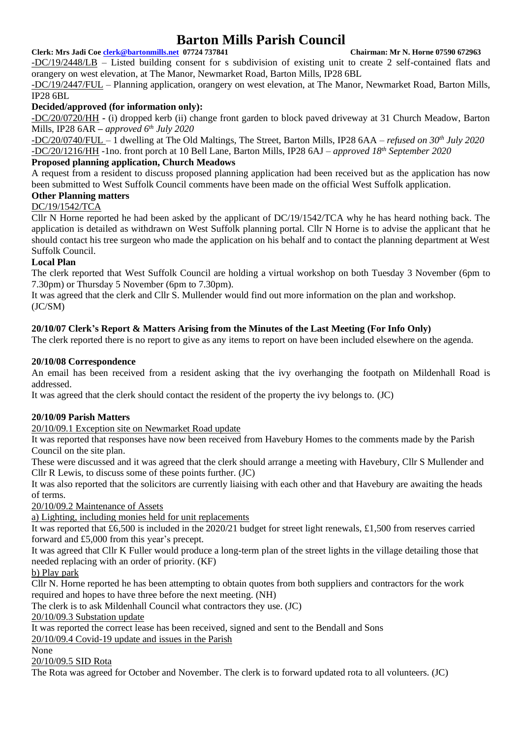-DC/19/2448/LB – Listed building consent for s subdivision of existing unit to create 2 self-contained flats and orangery on west elevation, at The Manor, Newmarket Road, Barton Mills, IP28 6BL

-DC/19/2447/FUL – Planning application, orangery on west elevation, at The Manor, Newmarket Road, Barton Mills, IP28 6BL

**Decided/approved (for information only):**

-DC/20/0720/HH - (i) dropped kerb (ii) change front garden to block paved driveway at 31 Church Meadow, Barton Mills, IP28 6AR – *approved 6th July 2020*

-DC/20/0740/FUL – 1 dwelling at The Old Maltings, The Street, Barton Mills, IP28 6AA – *refused on 30th July 2020*

-DC/20/1216/HH -1no. front porch at 10 Bell Lane, Barton Mills, IP28 6AJ – *approved 18th September 2020*

**Proposed planning application, Church Meadows**

A request from a resident to discuss proposed planning application had been received but as the application has now been submitted to West Suffolk Council comments have been made on the official West Suffolk application.

**Other Planning matters**

DC/19/1542/TCA

Cllr N Horne reported he had been asked by the applicant of DC/19/1542/TCA why he has heard nothing back. The application is detailed as withdrawn on West Suffolk planning portal. Cllr N Horne is to advise the applicant that he should contact his tree surgeon who made the application on his behalf and to contact the planning department at West Suffolk Council.

**Local Plan**

The clerk reported that West Suffolk Council are holding a virtual workshop on both Tuesday 3 November (6pm to 7.30pm) or Thursday 5 November (6pm to 7.30pm).

It was agreed that the clerk and Cllr S. Mullender would find out more information on the plan and workshop. (JC/SM)

**20/10/07 Clerk's Report & Matters Arising from the Minutes of the Last Meeting (For Info Only)**

The clerk reported there is no report to give as any items to report on have been included elsewhere on the agenda.

**20/10/08 Correspondence**

An email has been received from a resident asking that the ivy overhanging the footpath on Mildenhall Road is addressed.

It was agreed that the clerk should contact the resident of the property the ivy belongs to. (JC)

**20/10/09 Parish Matters**

20/10/09.1 Exception site on Newmarket Road update

It was reported that responses have now been received from Havebury Homes to the comments made by the Parish Council on the site plan.

These were discussed and it was agreed that the clerk should arrange a meeting with Havebury, Cllr S Mullender and Cllr R Lewis, to discuss some of these points further. (JC)

It was also reported that the solicitors are currently liaising with each other and that Havebury are awaiting the heads of terms.

20/10/09.2 Maintenance of Assets

a) Lighting, including monies held for unit replacements

It was reported that £6,500 is included in the 2020/21 budget for street light renewals, £1,500 from reserves carried forward and £5,000 from this year's precept.

It was agreed that Cllr K Fuller would produce a long-term plan of the street lights in the village detailing those that needed replacing with an order of priority. (KF)

b) Play park

Cllr N. Horne reported he has been attempting to obtain quotes from both suppliers and contractors for the work required and hopes to have three before the next meeting. (NH)

The clerk is to ask Mildenhall Council what contractors they use. (JC)

20/10/09.3 Substation update

It was reported the correct lease has been received, signed and sent to the Bendall and Sons

20/10/09.4 Covid-19 update and issues in the Parish

None

20/10/09.5 SID Rota

The Rota was agreed for October and November. The clerk is to forward updated rota to all volunteers. (JC)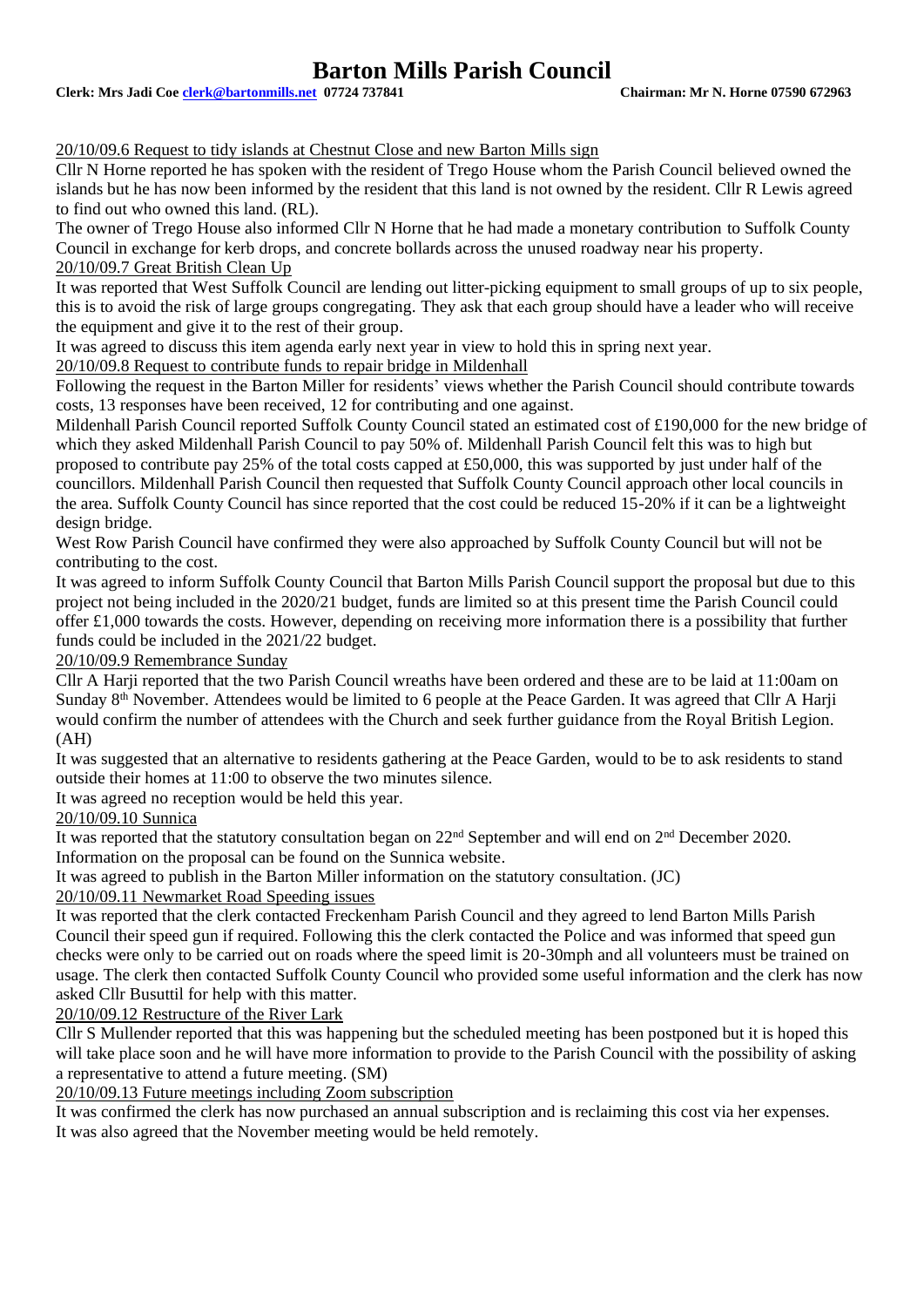20/10/09.6 Request to tidy islands at Chestnut Close and new Barton Mills sign

Cllr N Horne reported he has spoken with the resident of Trego House whom the Parish Council believed owned the islands but he has now been informed by the resident that this land is not owned by the resident. Cllr R Lewis agreed to find out who owned this land. (RL).

The owner of Trego House also informed Cllr N Horne that he had made a monetary contribution to Suffolk County Council in exchange for kerb drops, and concrete bollards across the unused roadway near his property.

20/10/09.7 Great British Clean Up

It was reported that West Suffolk Council are lending out litter-picking equipment to small groups of up to six people, this is to avoid the risk of large groups congregating. They ask that each group should have a leader who will receive the equipment and give it to the rest of their group.

It was agreed to discuss this item agenda early next year in view to hold this in spring next year.

20/10/09.8 Request to contribute funds to repair bridge in Mildenhall

Following the request in the Barton Miller for residents' views whether the Parish Council should contribute towards costs, 13 responses have been received, 12 for contributing and one against.

Mildenhall Parish Council reported Suffolk County Council stated an estimated cost of £190,000 for the new bridge of which they asked Mildenhall Parish Council to pay 50% of. Mildenhall Parish Council felt this was to high but proposed to contribute pay 25% of the total costs capped at £50,000, this was supported by just under half of the councillors. Mildenhall Parish Council then requested that Suffolk County Council approach other local councils in the area. Suffolk County Council has since reported that the cost could be reduced 15-20% if it can be a lightweight design bridge.

West Row Parish Council have confirmed they were also approached by Suffolk County Council but will not be contributing to the cost.

It was agreed to inform Suffolk County Council that Barton Mills Parish Council support the proposal but due to this project not being included in the 2020/21 budget, funds are limited so at this present time the Parish Council could offer £1,000 towards the costs. However, depending on receiving more information there is a possibility that further funds could be included in the 2021/22 budget.

20/10/09.9 Remembrance Sunday

Cllr A Harji reported that the two Parish Council wreaths have been ordered and these are to be laid at 11:00am on Sunday 8th November. Attendees would be limited to 6 people at the Peace Garden. It was agreed that Cllr A Harji would confirm the number of attendees with the Church and seek further guidance from the Royal British Legion. (AH)

It was suggested that an alternative to residents gathering at the Peace Garden, would to be to ask residents to stand outside their homes at 11:00 to observe the two minutes silence.

It was agreed no reception would be held this year.

20/10/09.10 Sunnica

It was reported that the statutory consultation began on 22nd September and will end on 2nd December 2020. Information on the proposal can be found on the Sunnica website.

It was agreed to publish in the Barton Miller information on the statutory consultation. (JC)

20/10/09.11 Newmarket Road Speeding issues

It was reported that the clerk contacted Freckenham Parish Council and they agreed to lend Barton Mills Parish Council their speed gun if required. Following this the clerk contacted the Police and was informed that speed gun checks were only to be carried out on roads where the speed limit is 20-30mph and all volunteers must be trained on usage. The clerk then contacted Suffolk County Council who provided some useful information and the clerk has now asked Cllr Busuttil for help with this matter.

20/10/09.12 Restructure of the River Lark

Cllr S Mullender reported that this was happening but the scheduled meeting has been postponed but it is hoped this will take place soon and he will have more information to provide to the Parish Council with the possibility of asking a representative to attend a future meeting. (SM)

20/10/09.13 Future meetings including Zoom subscription

It was confirmed the clerk has now purchased an annual subscription and is reclaiming this cost via her expenses.

It was also agreed that the November meeting would be held remotely.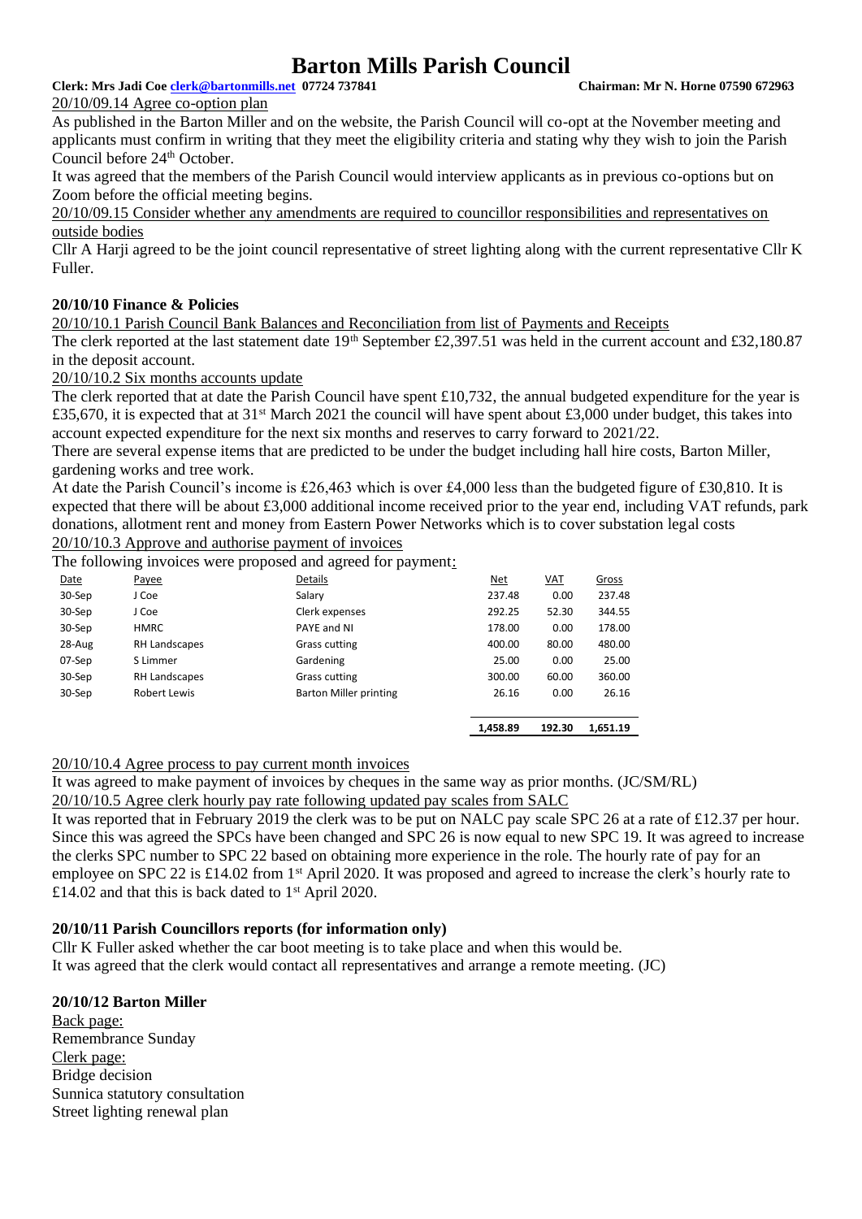# Barton Mills Parish Council

**Clerk: Mrs Jadi Coe clerk@bartonmills.net 07724 737841** **Chairman: Mr N. Horne 07590 672963**

20/10/09.14 Agree co-option plan

As published in the Barton Miller and on the website, the Parish Council will co-opt at the November meeting and applicants must confirm in writing that they meet the eligibility criteria and stating why they wish to join the Parish Council before 24th October.

It was agreed that the members of the Parish Council would interview applicants as in previous co-options but on Zoom before the official meeting begins.

20/10/09.15 Consider whether any amendments are required to councillor responsibilities and representatives on outside bodies

Cllr A Harji agreed to be the joint council representative of street lighting along with the current representative Cllr K Fuller.

**20/10/10 Finance & Policies**

20/10/10.1 Parish Council Bank Balances and Reconciliation from list of Payments and Receipts

The clerk reported at the last statement date 19th September £2,397.51 was held in the current account and £32,180.87 in the deposit account.

20/10/10.2 Six months accounts update

The clerk reported that at date the Parish Council have spent £10,732, the annual budgeted expenditure for the year is £35,670, it is expected that at 31st March 2021 the council will have spent about £3,000 under budget, this takes into account expected expenditure for the next six months and reserves to carry forward to 2021/22.

There are several expense items that are predicted to be under the budget including hall hire costs, Barton Miller, gardening works and tree work.

At date the Parish Council's income is £26,463 which is over £4,000 less than the budgeted figure of £30,810. It is expected that there will be about £3,000 additional income received prior to the year end, including VAT refunds, park donations, allotment rent and money from Eastern Power Networks which is to cover substation legal costs

20/10/10.3 Approve and authorise payment of invoices

The following invoices were proposed and agreed for payment:

| Date | Payee | Details | Net | VAT | Gross |
|---|---|---|---|---|---|
| 30-Sep | J Coe | Salary | 237.48 | 0.00 | 237.48 |
| 30-Sep | J Coe | Clerk expenses | 292.25 | 52.30 | 344.55 |
| 30-Sep | HMRC | PAYE and NI | 178.00 | 0.00 | 178.00 |
| 28-Aug | RH Landscapes | Grass cutting | 400.00 | 80.00 | 480.00 |
| 07-Sep | S Limmer | Gardening | 25.00 | 0.00 | 25.00 |
| 30-Sep | RH Landscapes | Grass cutting | 300.00 | 60.00 | 360.00 |
| 30-Sep | Robert Lewis | Barton Miller printing | 26.16 | 0.00 | 26.16 |
| | | | **1,458.89** | **192.30** | **1,651.19** |

20/10/10.4 Agree process to pay current month invoices

It was agreed to make payment of invoices by cheques in the same way as prior months. (JC/SM/RL)

20/10/10.5 Agree clerk hourly pay rate following updated pay scales from SALC

It was reported that in February 2019 the clerk was to be put on NALC pay scale SPC 26 at a rate of £12.37 per hour. Since this was agreed the SPCs have been changed and SPC 26 is now equal to new SPC 19. It was agreed to increase the clerks SPC number to SPC 22 based on obtaining more experience in the role. The hourly rate of pay for an employee on SPC 22 is £14.02 from 1st April 2020. It was proposed and agreed to increase the clerk's hourly rate to £14.02 and that this is back dated to 1st April 2020.

**20/10/11 Parish Councillors reports (for information only)**

Cllr K Fuller asked whether the car boot meeting is to take place and when this would be.

It was agreed that the clerk would contact all representatives and arrange a remote meeting. (JC)

**20/10/12 Barton Miller**

Back page:

Remembrance Sunday

Clerk page:

Bridge decision

Sunnica statutory consultation

Street lighting renewal plan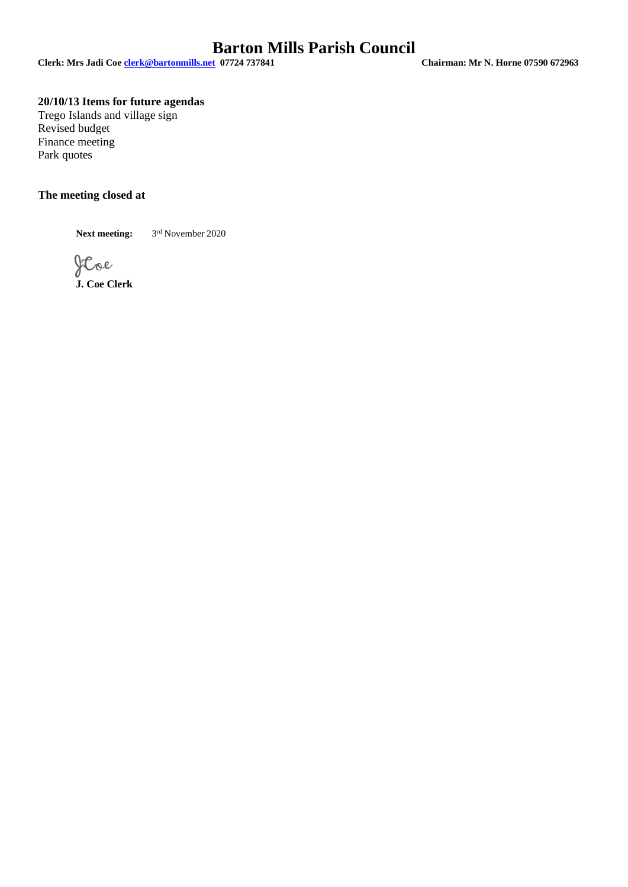**20/10/13 Items for future agendas**

Trego Islands and village sign
Revised budget
Finance meeting
Park quotes

**The meeting closed at**

**Next meeting:** 3rd November 2020

JCoe

**J. Coe Clerk**